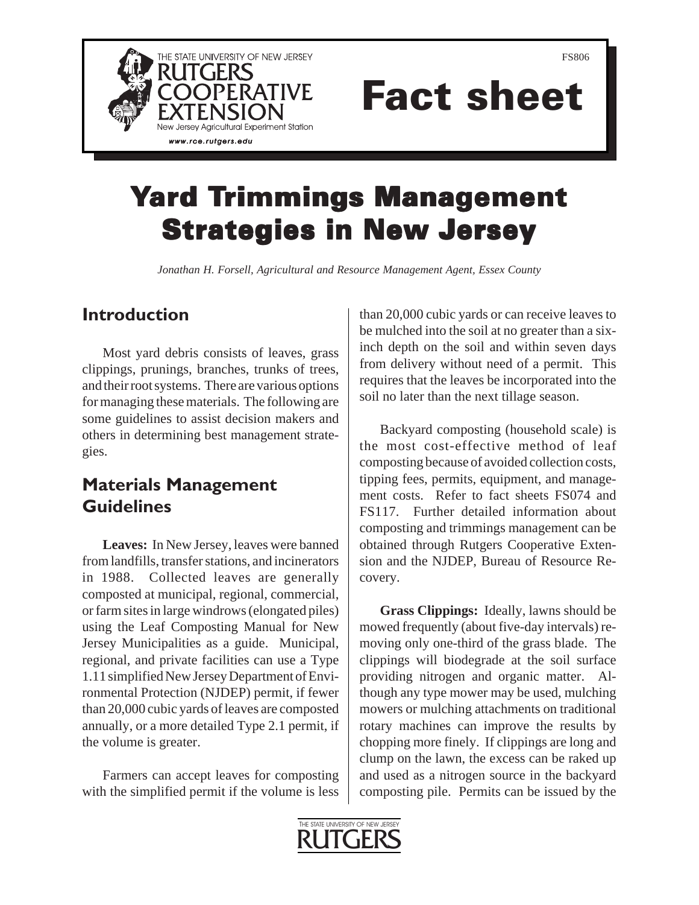# Fact sheet

FS806

# Yard Trimmings Management Strategies in New Jersey

*Jonathan H. Forsell, Agricultural and Resource Management Agent, Essex County*

## Introduction

Most yard debris consists of leaves, grass clippings, prunings, branches, trunks of trees, and their root systems. There are various options for managing these materials. The following are some guidelines to assist decision makers and others in determining best management strategies.

## Materials Management Guidelines

**Leaves:** In New Jersey, leaves were banned from landfills, transfer stations, and incinerators in 1988. Collected leaves are generally composted at municipal, regional, commercial, or farm sites in large windrows (elongated piles) using the Leaf Composting Manual for New Jersey Municipalities as a guide. Municipal, regional, and private facilities can use a Type 1.11 simplified New Jersey Department of Environmental Protection (NJDEP) permit, if fewer than 20,000 cubic yards of leaves are composted annually, or a more detailed Type 2.1 permit, if the volume is greater.

Farmers can accept leaves for composting with the simplified permit if the volume is less than 20,000 cubic yards or can receive leaves to be mulched into the soil at no greater than a six-inch depth on the soil and within seven days from delivery without need of a permit. This requires that the leaves be incorporated into the soil no later than the next tillage season.

Backyard composting (household scale) is the most cost-effective method of leaf composting because of avoided collection costs, tipping fees, permits, equipment, and management costs. Refer to fact sheets FS074 and FS117. Further detailed information about composting and trimmings management can be obtained through Rutgers Cooperative Extension and the NJDEP, Bureau of Resource Recovery.

**Grass Clippings:** Ideally, lawns should be mowed frequently (about five-day intervals) removing only one-third of the grass blade. The clippings will biodegrade at the soil surface providing nitrogen and organic matter. Although any type mower may be used, mulching mowers or mulching attachments on traditional rotary machines can improve the results by chopping more finely. If clippings are long and clump on the lawn, the excess can be raked up and used as a nitrogen source in the backyard composting pile. Permits can be issued by the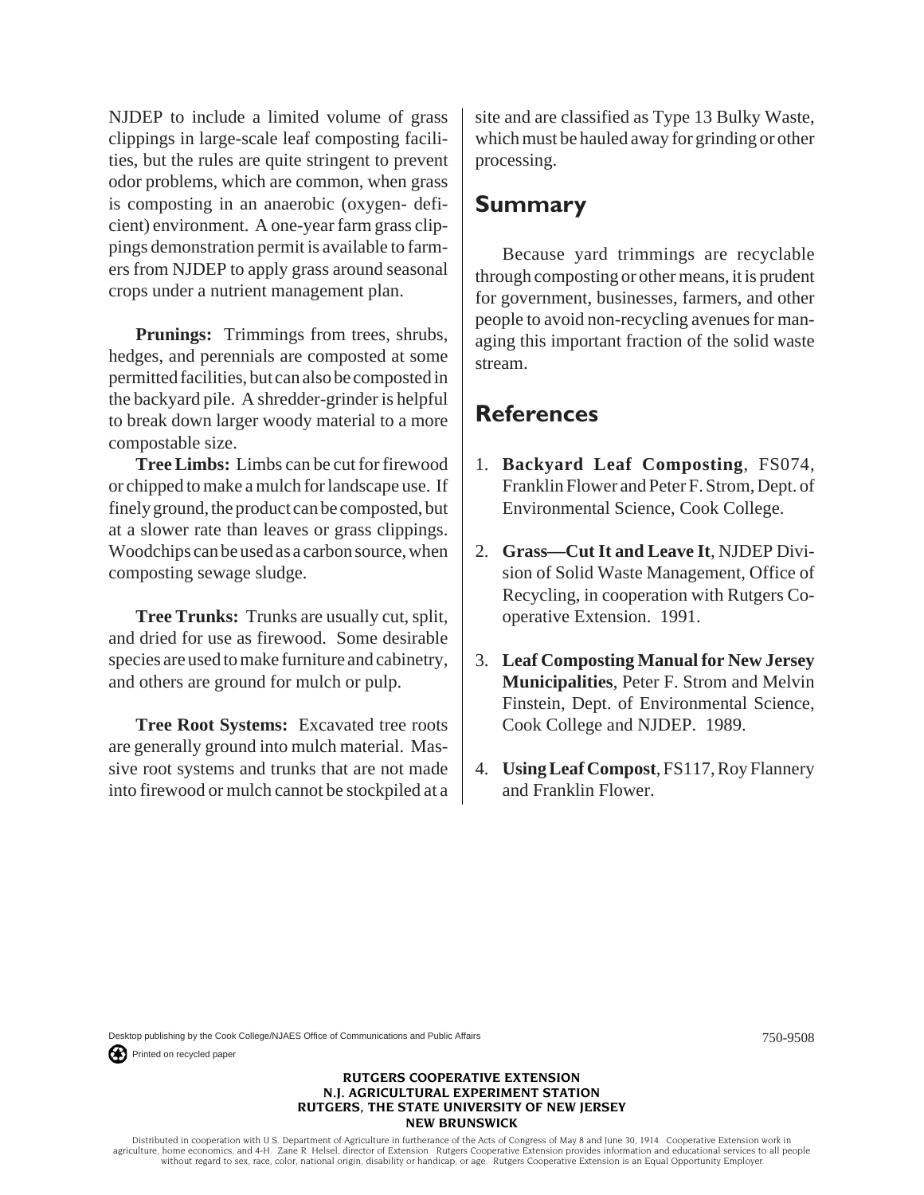NJDEP to include a limited volume of grass clippings in large-scale leaf composting facilities, but the rules are quite stringent to prevent odor problems, which are common, when grass is composting in an anaerobic (oxygen- deficient) environment. A one-year farm grass clippings demonstration permit is available to farmers from NJDEP to apply grass around seasonal crops under a nutrient management plan.

**Prunings:** Trimmings from trees, shrubs, hedges, and perennials are composted at some permitted facilities, but can also be composted in the backyard pile. A shredder-grinder is helpful to break down larger woody material to a more compostable size.

**Tree Limbs:** Limbs can be cut for firewood or chipped to make a mulch for landscape use. If finely ground, the product can be composted, but at a slower rate than leaves or grass clippings. Woodchips can be used as a carbon source, when composting sewage sludge.

**Tree Trunks:** Trunks are usually cut, split, and dried for use as firewood. Some desirable species are used to make furniture and cabinetry, and others are ground for mulch or pulp.

**Tree Root Systems:** Excavated tree roots are generally ground into mulch material. Massive root systems and trunks that are not made into firewood or mulch cannot be stockpiled at a site and are classified as Type 13 Bulky Waste, which must be hauled away for grinding or other processing.

## Summary

Because yard trimmings are recyclable through composting or other means, it is prudent for government, businesses, farmers, and other people to avoid non-recycling avenues for managing this important fraction of the solid waste stream.

## References

1. **Backyard Leaf Composting**, FS074, Franklin Flower and Peter F. Strom, Dept. of Environmental Science, Cook College.

2. **Grass—Cut It and Leave It**, NJDEP Division of Solid Waste Management, Office of Recycling, in cooperation with Rutgers Cooperative Extension. 1991.

3. **Leaf Composting Manual for New Jersey Municipalities**, Peter F. Strom and Melvin Finstein, Dept. of Environmental Science, Cook College and NJDEP. 1989.

4. **Using Leaf Compost**, FS117, Roy Flannery and Franklin Flower.

Desktop publishing by the Cook College/NJAES Office of Communications and Public Affairs

750-9508

Printed on recycled paper

**RUTGERS COOPERATIVE EXTENSION**
**N.J. AGRICULTURAL EXPERIMENT STATION**
**RUTGERS, THE STATE UNIVERSITY OF NEW JERSEY**
**NEW BRUNSWICK**

Distributed in cooperation with U.S. Department of Agriculture in furtherance of the Acts of Congress of May 8 and June 30, 1914. Cooperative Extension work in agriculture, home economics, and 4-H. Zane R. Helsel, director of Extension. Rutgers Cooperative Extension provides information and educational services to all people without regard to sex, race, color, national origin, disability or handicap, or age. Rutgers Cooperative Extension is an Equal Opportunity Employer.